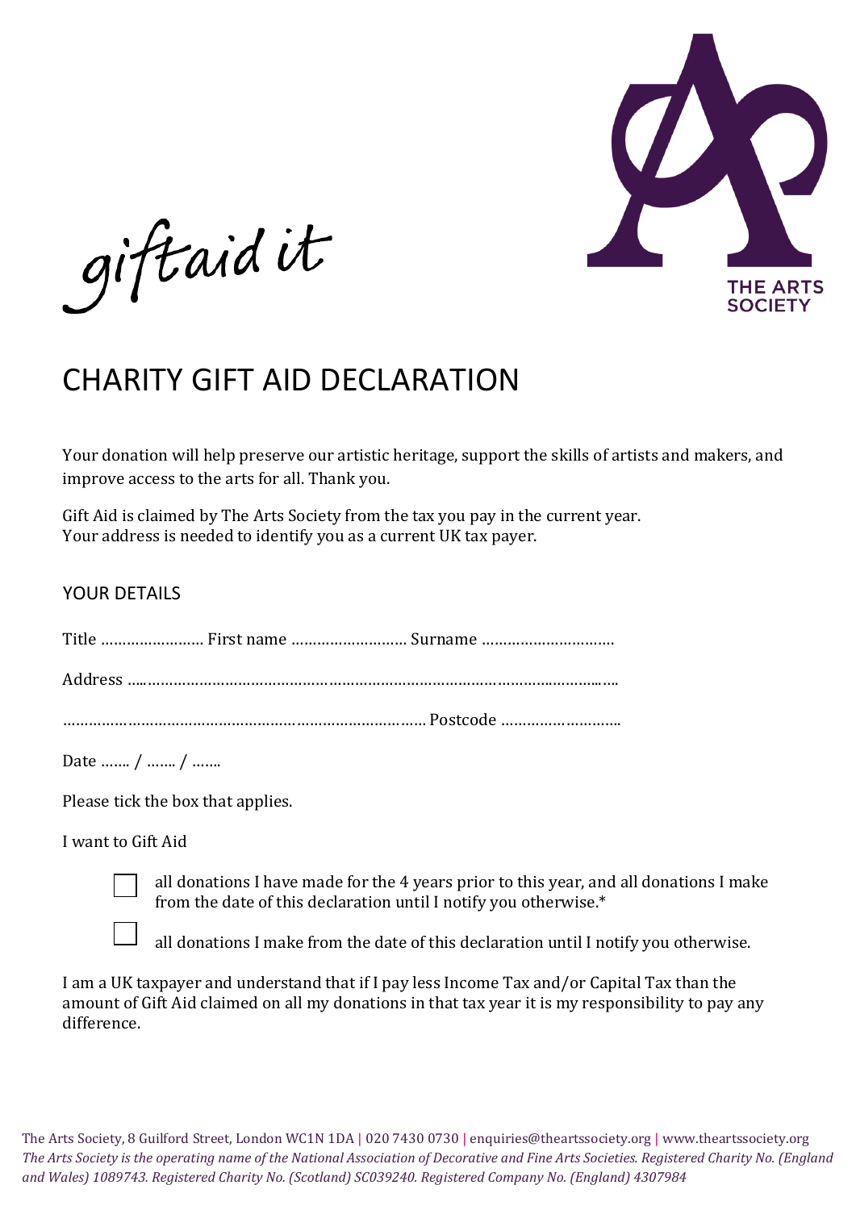giftaid it

THE ARTS SOCIETY

# CHARITY GIFT AID DECLARATION

Your donation will help preserve our artistic heritage, support the skills of artists and makers, and improve access to the arts for all. Thank you.

Gift Aid is claimed by The Arts Society from the tax you pay in the current year.
Your address is needed to identify you as a current UK tax payer.

## YOUR DETAILS

Title …………………… First name ……………………… Surname …………………………

Address ………………………………………………………………………………………………

………………………………………………………………………… Postcode ………………………

Date ……. / ……. / …….

Please tick the box that applies.

I want to Gift Aid

☐ all donations I have made for the 4 years prior to this year, and all donations I make from the date of this declaration until I notify you otherwise.*

☐ all donations I make from the date of this declaration until I notify you otherwise.

I am a UK taxpayer and understand that if I pay less Income Tax and/or Capital Tax than the amount of Gift Aid claimed on all my donations in that tax year it is my responsibility to pay any difference.

The Arts Society, 8 Guilford Street, London WC1N 1DA | 020 7430 0730 | enquiries@theartssociety.org | www.theartssociety.org
*The Arts Society is the operating name of the National Association of Decorative and Fine Arts Societies. Registered Charity No. (England and Wales) 1089743. Registered Charity No. (Scotland) SC039240. Registered Company No. (England) 4307984*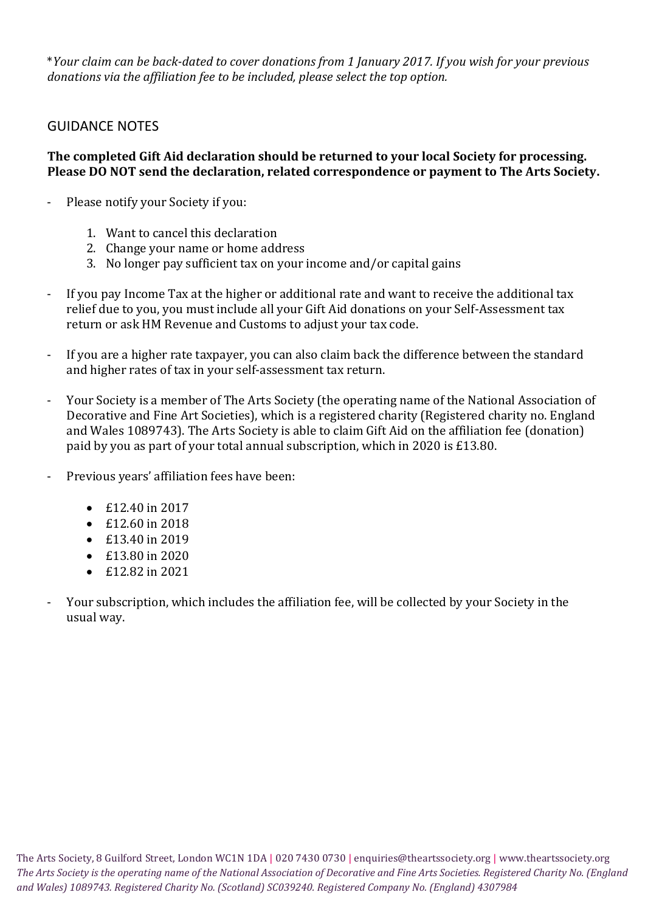\**Your claim can be back-dated to cover donations from 1 January 2017. If you wish for your previous donations via the affiliation fee to be included, please select the top option.*

## GUIDANCE NOTES

**The completed Gift Aid declaration should be returned to your local Society for processing. Please DO NOT send the declaration, related correspondence or payment to The Arts Society.**

- Please notify your Society if you:

    1. Want to cancel this declaration
    2. Change your name or home address
    3. No longer pay sufficient tax on your income and/or capital gains

- If you pay Income Tax at the higher or additional rate and want to receive the additional tax relief due to you, you must include all your Gift Aid donations on your Self-Assessment tax return or ask HM Revenue and Customs to adjust your tax code.

- If you are a higher rate taxpayer, you can also claim back the difference between the standard and higher rates of tax in your self-assessment tax return.

- Your Society is a member of The Arts Society (the operating name of the National Association of Decorative and Fine Art Societies), which is a registered charity (Registered charity no. England and Wales 1089743). The Arts Society is able to claim Gift Aid on the affiliation fee (donation) paid by you as part of your total annual subscription, which in 2020 is £13.80.

- Previous years' affiliation fees have been:

    - £12.40 in 2017
    - £12.60 in 2018
    - £13.40 in 2019
    - £13.80 in 2020
    - £12.82 in 2021

- Your subscription, which includes the affiliation fee, will be collected by your Society in the usual way.

The Arts Society, 8 Guilford Street, London WC1N 1DA | 020 7430 0730 | enquiries@theartssociety.org | www.theartssociety.org

*The Arts Society is the operating name of the National Association of Decorative and Fine Arts Societies. Registered Charity No. (England and Wales) 1089743. Registered Charity No. (Scotland) SC039240. Registered Company No. (England) 4307984*